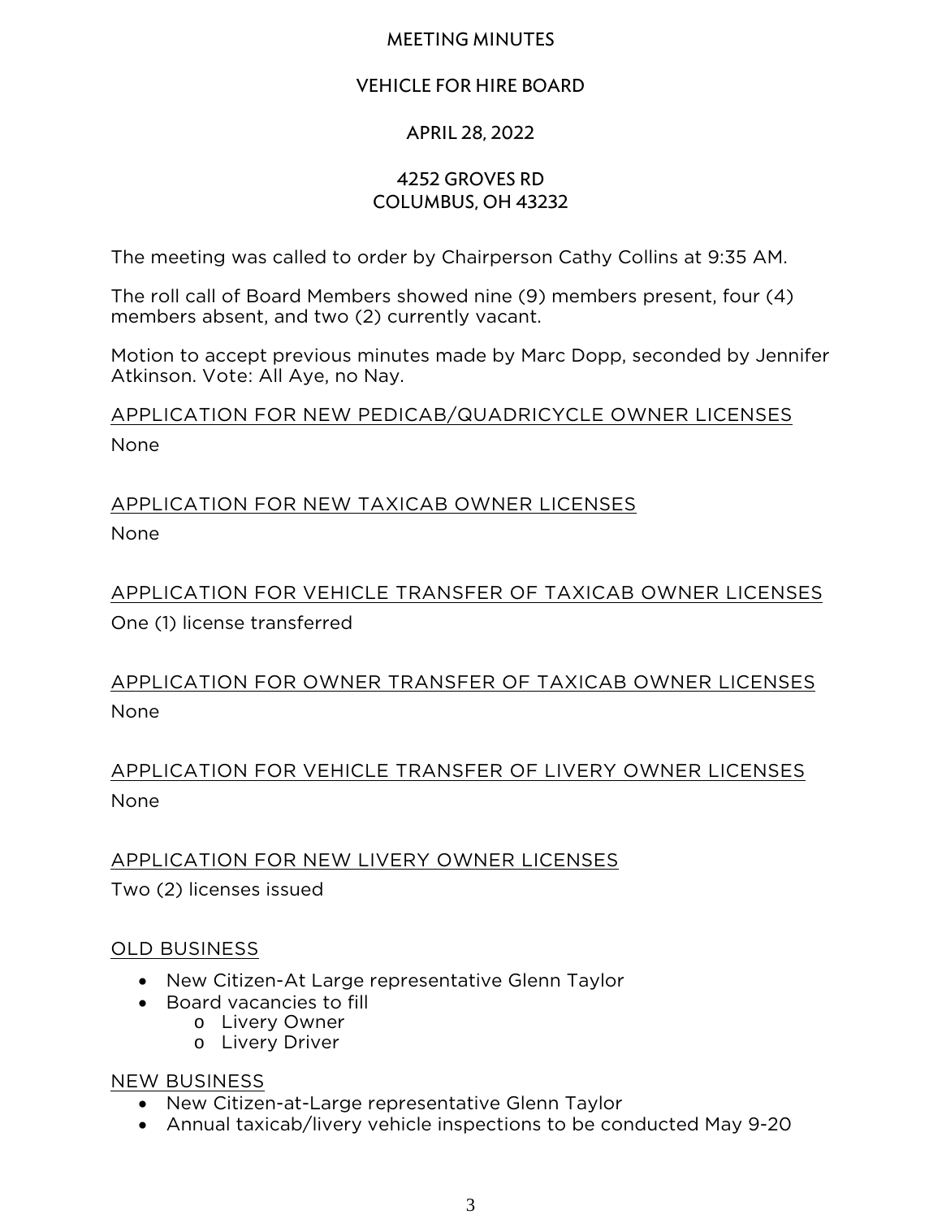# MEETING MINUTES

## VEHICLE FOR HIRE BOARD

## APRIL 28, 2022

## 4252 GROVES RD
## COLUMBUS, OH 43232

The meeting was called to order by Chairperson Cathy Collins at 9:35 AM.

The roll call of Board Members showed nine (9) members present, four (4) members absent, and two (2) currently vacant.

Motion to accept previous minutes made by Marc Dopp, seconded by Jennifer Atkinson. Vote: All Aye, no Nay.

### APPLICATION FOR NEW PEDICAB/QUADRICYCLE OWNER LICENSES

None

### APPLICATION FOR NEW TAXICAB OWNER LICENSES

None

### APPLICATION FOR VEHICLE TRANSFER OF TAXICAB OWNER LICENSES

One (1) license transferred

### APPLICATION FOR OWNER TRANSFER OF TAXICAB OWNER LICENSES

None

### APPLICATION FOR VEHICLE TRANSFER OF LIVERY OWNER LICENSES

None

### APPLICATION FOR NEW LIVERY OWNER LICENSES

Two (2) licenses issued

### OLD BUSINESS

- New Citizen-At Large representative Glenn Taylor
- Board vacancies to fill
  - Livery Owner
  - Livery Driver

### NEW BUSINESS

- New Citizen-at-Large representative Glenn Taylor
- Annual taxicab/livery vehicle inspections to be conducted May 9-20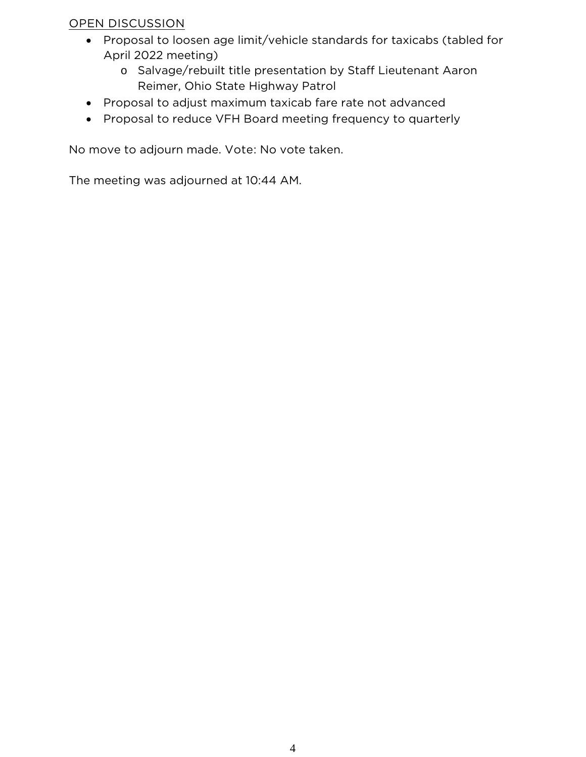<u>OPEN DISCUSSION</u>

- Proposal to loosen age limit/vehicle standards for taxicabs (tabled for April 2022 meeting)
  - Salvage/rebuilt title presentation by Staff Lieutenant Aaron Reimer, Ohio State Highway Patrol
- Proposal to adjust maximum taxicab fare rate not advanced
- Proposal to reduce VFH Board meeting frequency to quarterly

No move to adjourn made. Vote: No vote taken.

The meeting was adjourned at 10:44 AM.